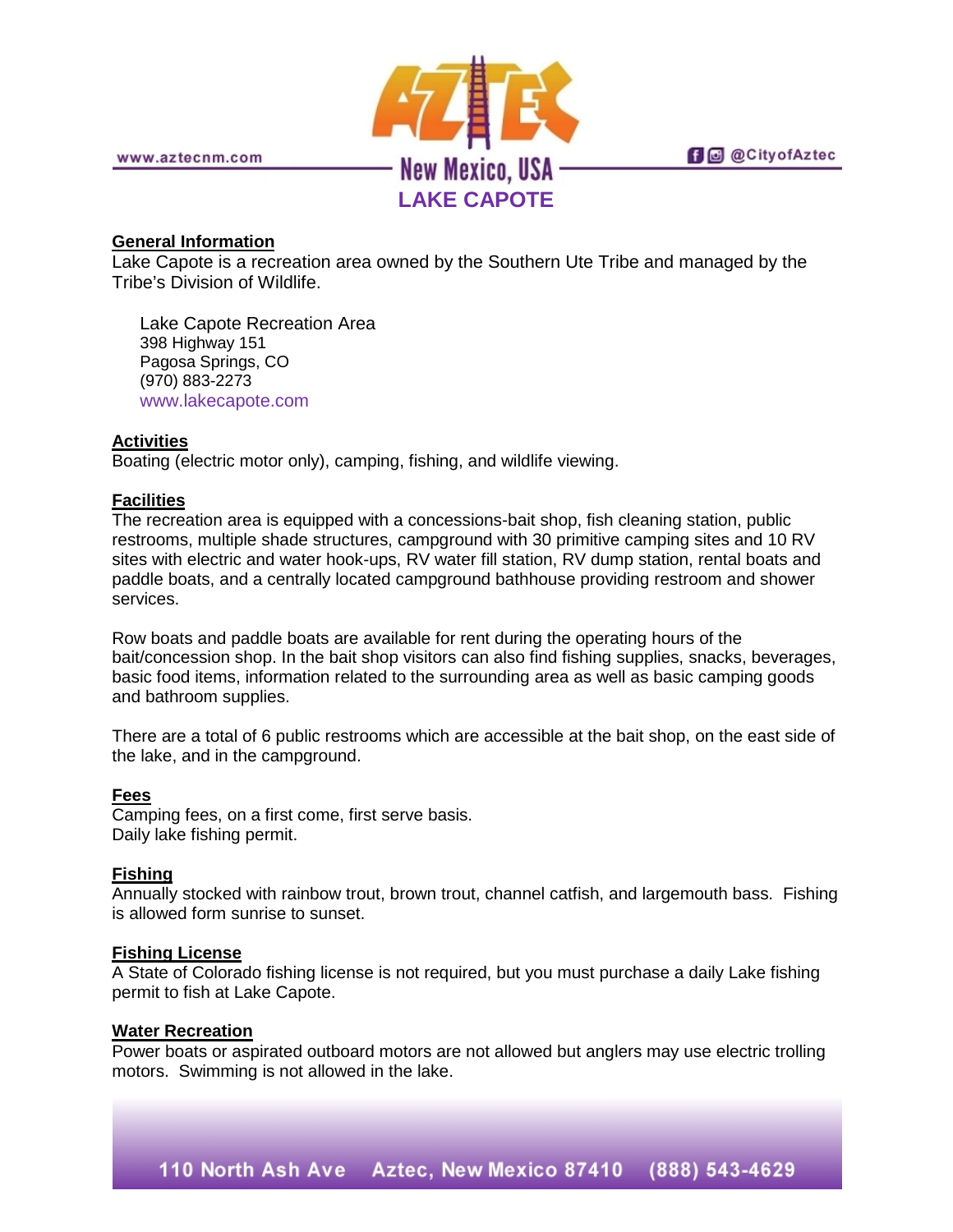# LAKE CAPOTE

## General Information

Lake Capote is a recreation area owned by the Southern Ute Tribe and managed by the Tribe's Division of Wildlife.

Lake Capote Recreation Area
398 Highway 151
Pagosa Springs, CO
(970) 883-2273
www.lakecapote.com

## Activities

Boating (electric motor only), camping, fishing, and wildlife viewing.

## Facilities

The recreation area is equipped with a concessions-bait shop, fish cleaning station, public restrooms, multiple shade structures, campground with 30 primitive camping sites and 10 RV sites with electric and water hook-ups, RV water fill station, RV dump station, rental boats and paddle boats, and a centrally located campground bathhouse providing restroom and shower services.

Row boats and paddle boats are available for rent during the operating hours of the bait/concession shop. In the bait shop visitors can also find fishing supplies, snacks, beverages, basic food items, information related to the surrounding area as well as basic camping goods and bathroom supplies.

There are a total of 6 public restrooms which are accessible at the bait shop, on the east side of the lake, and in the campground.

## Fees

Camping fees, on a first come, first serve basis.
Daily lake fishing permit.

## Fishing

Annually stocked with rainbow trout, brown trout, channel catfish, and largemouth bass. Fishing is allowed form sunrise to sunset.

## Fishing License

A State of Colorado fishing license is not required, but you must purchase a daily Lake fishing permit to fish at Lake Capote.

## Water Recreation

Power boats or aspirated outboard motors are not allowed but anglers may use electric trolling motors. Swimming is not allowed in the lake.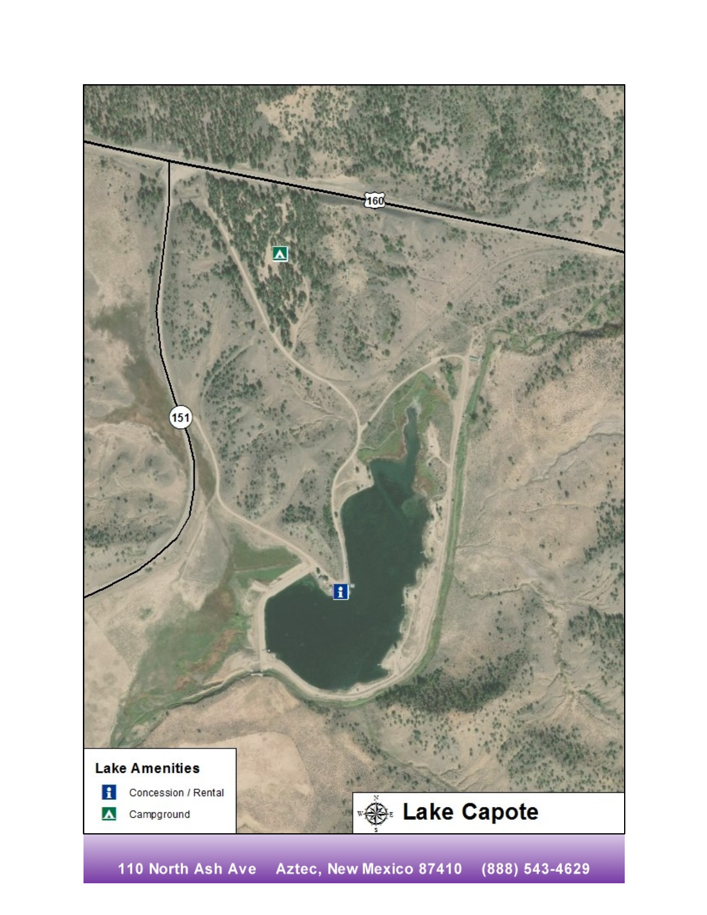160

151

**Lake Amenities**

- Concession / Rental
- Campground

# Lake Capote

110 North Ash Ave Aztec, New Mexico 87410 (888) 543-4629